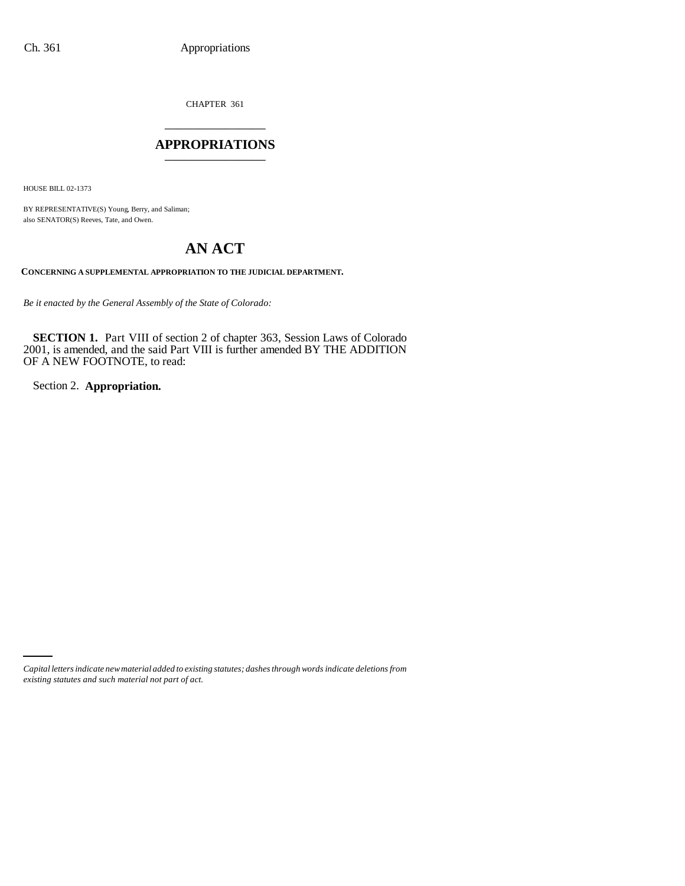CHAPTER 361

# APPROPRIATIONS

HOUSE BILL 02-1373

BY REPRESENTATIVE(S) Young, Berry, and Saliman;
also SENATOR(S) Reeves, Tate, and Owen.

## AN ACT

**CONCERNING A SUPPLEMENTAL APPROPRIATION TO THE JUDICIAL DEPARTMENT.**

*Be it enacted by the General Assembly of the State of Colorado:*

**SECTION 1.** Part VIII of section 2 of chapter 363, Session Laws of Colorado 2001, is amended, and the said Part VIII is further amended BY THE ADDITION OF A NEW FOOTNOTE, to read:

Section 2. **Appropriation.**

*Capital letters indicate new material added to existing statutes; dashes through words indicate deletions from existing statutes and such material not part of act.*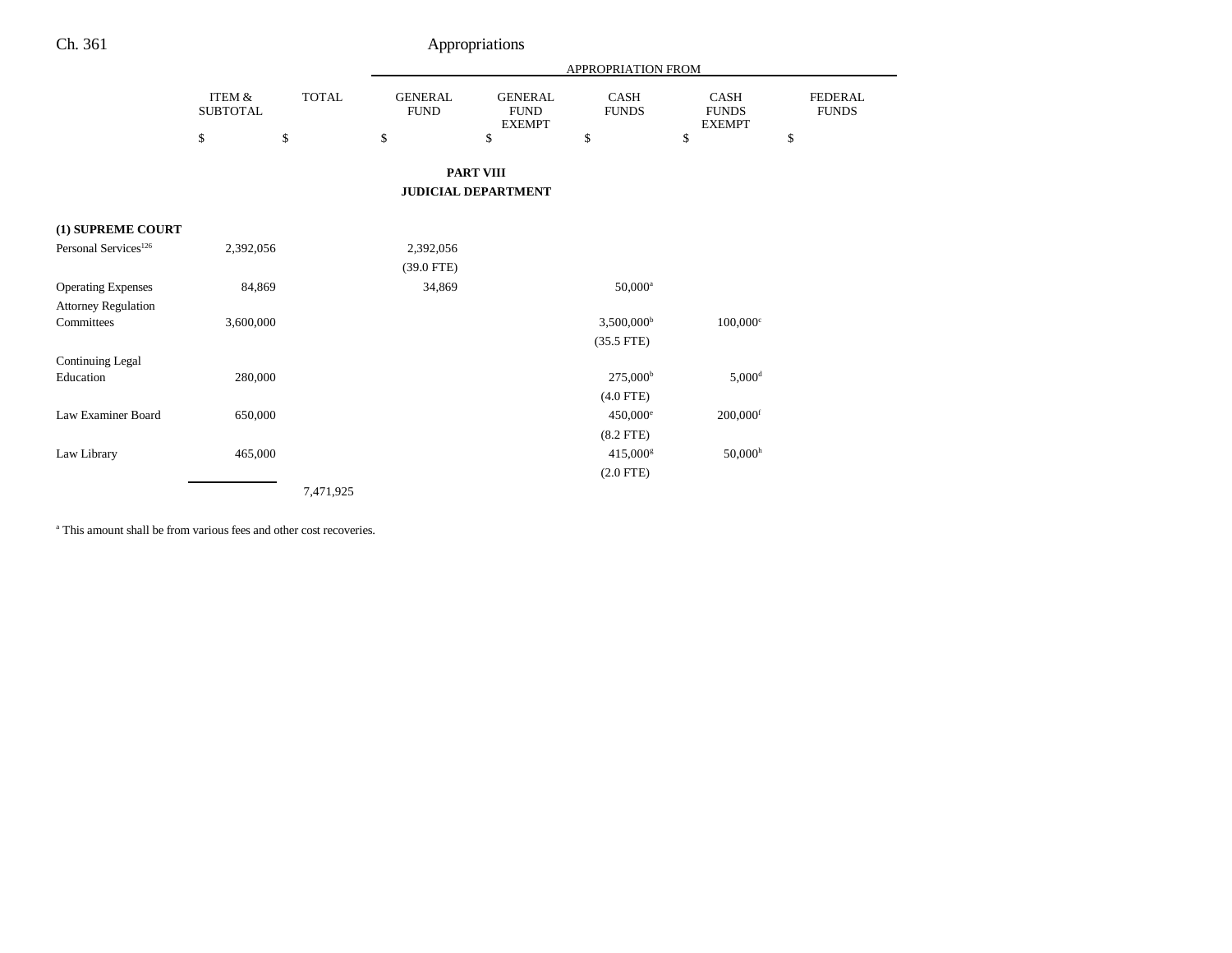Appropriations

| | ITEM & SUBTOTAL | TOTAL | GENERAL FUND | GENERAL FUND EXEMPT | CASH FUNDS | CASH FUNDS EXEMPT | FEDERAL FUNDS |
|---|---|---|---|---|---|---|---|
| | | | APPROPRIATION FROM | | | | |
| | $ | $ | $ | $ | $ | $ | $ |

## PART VIII
## JUDICIAL DEPARTMENT

| | ITEM & SUBTOTAL | TOTAL | GENERAL FUND | GENERAL FUND EXEMPT | CASH FUNDS | CASH FUNDS EXEMPT | FEDERAL FUNDS |
|---|---|---|---|---|---|---|---|
| **(1) SUPREME COURT** | | | | | | | |
| Personal Services[126] | 2,392,056 | | 2,392,056 | | | | |
| | | | (39.0 FTE) | | | | |
| Operating Expenses | 84,869 | | 34,869 | | 50,000[a] | | |
| Attorney Regulation Committees | 3,600,000 | | | | 3,500,000[b] | 100,000[c] | |
| | | | | | (35.5 FTE) | | |
| Continuing Legal Education | 280,000 | | | | 275,000[b] | 5,000[d] | |
| | | | | | (4.0 FTE) | | |
| Law Examiner Board | 650,000 | | | | 450,000[e] | 200,000[f] | |
| | | | | | (8.2 FTE) | | |
| Law Library | 465,000 | | | | 415,000[g] | 50,000[h] | |
| | | | | | (2.0 FTE) | | |
| | | 7,471,925 | | | | | |

[a] This amount shall be from various fees and other cost recoveries.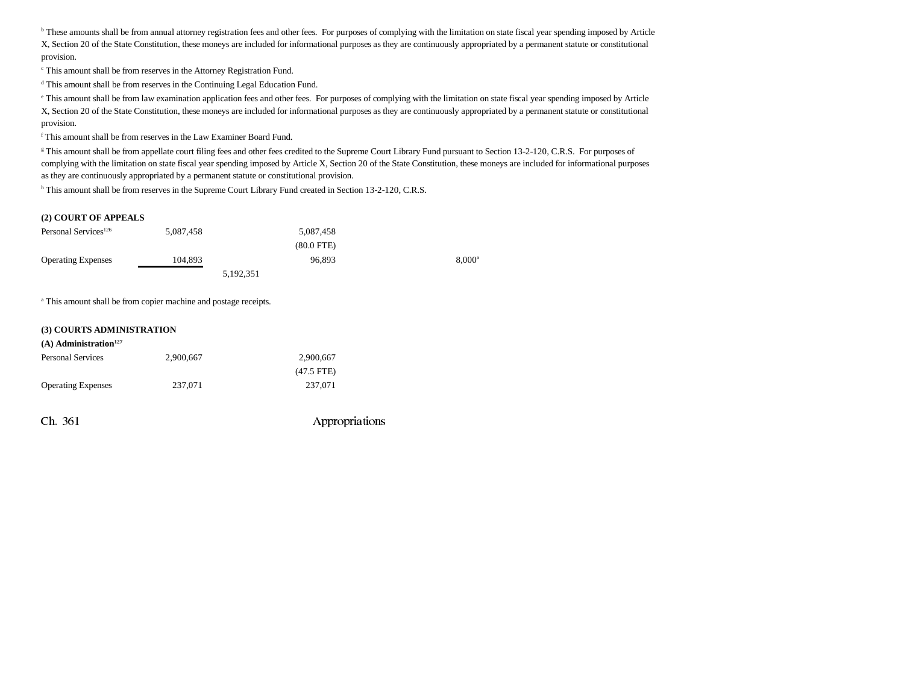[b] These amounts shall be from annual attorney registration fees and other fees. For purposes of complying with the limitation on state fiscal year spending imposed by Article X, Section 20 of the State Constitution, these moneys are included for informational purposes as they are continuously appropriated by a permanent statute or constitutional provision.

[c] This amount shall be from reserves in the Attorney Registration Fund.

[d] This amount shall be from reserves in the Continuing Legal Education Fund.

[e] This amount shall be from law examination application fees and other fees. For purposes of complying with the limitation on state fiscal year spending imposed by Article X, Section 20 of the State Constitution, these moneys are included for informational purposes as they are continuously appropriated by a permanent statute or constitutional provision.

[f] This amount shall be from reserves in the Law Examiner Board Fund.

[g] This amount shall be from appellate court filing fees and other fees credited to the Supreme Court Library Fund pursuant to Section 13-2-120, C.R.S. For purposes of complying with the limitation on state fiscal year spending imposed by Article X, Section 20 of the State Constitution, these moneys are included for informational purposes as they are continuously appropriated by a permanent statute or constitutional provision.

[h] This amount shall be from reserves in the Supreme Court Library Fund created in Section 13-2-120, C.R.S.

**(2) COURT OF APPEALS**

| | | | | | |
|---|---|---|---|---|---|
| Personal Services[126] | 5,087,458 | | 5,087,458 | | |
| | | | (80.0 FTE) | | |
| Operating Expenses | 104,893 | | 96,893 | | 8,000[a] |
| | | 5,192,351 | | | |

[a] This amount shall be from copier machine and postage receipts.

**(3) COURTS ADMINISTRATION**

**(A) Administration[127]**

| | | | |
|---|---|---|---|
| Personal Services | 2,900,667 | | 2,900,667 |
| | | | (47.5 FTE) |
| Operating Expenses | 237,071 | | 237,071 |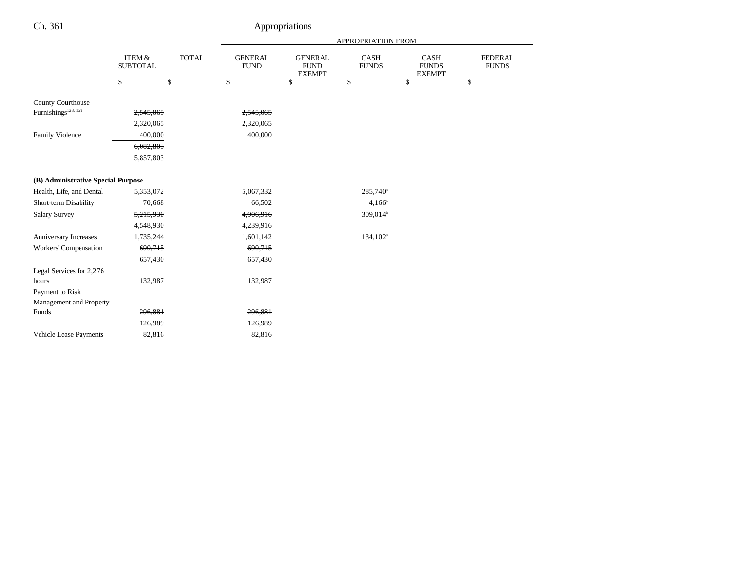| | ITEM & SUBTOTAL | TOTAL | GENERAL FUND | GENERAL FUND EXEMPT | CASH FUNDS | CASH FUNDS EXEMPT | FEDERAL FUNDS |
|---|---|---|---|---|---|---|---|
| | | | APPROPRIATION FROM | | | | |
| | $ | $ | $ | $ | $ | $ | $ |
| County Courthouse Furnishings[128, 129] | ~~2,545,065~~ | | ~~2,545,065~~ | | | | |
| | 2,320,065 | | 2,320,065 | | | | |
| Family Violence | 400,000 | | 400,000 | | | | |
| | ~~6,082,803~~ | | | | | | |
| | 5,857,803 | | | | | | |
| **(B) Administrative Special Purpose** | | | | | | | |
| Health, Life, and Dental | 5,353,072 | | 5,067,332 | | 285,740[a] | | |
| Short-term Disability | 70,668 | | 66,502 | | 4,166[a] | | |
| Salary Survey | ~~5,215,930~~ | | ~~4,906,916~~ | | 309,014[a] | | |
| | 4,548,930 | | 4,239,916 | | | | |
| Anniversary Increases | 1,735,244 | | 1,601,142 | | 134,102[a] | | |
| Workers' Compensation | ~~690,715~~ | | ~~690,715~~ | | | | |
| | 657,430 | | 657,430 | | | | |
| Legal Services for 2,276 hours | 132,987 | | 132,987 | | | | |
| Payment to Risk Management and Property Funds | ~~296,881~~ | | ~~296,881~~ | | | | |
| | 126,989 | | 126,989 | | | | |
| Vehicle Lease Payments | ~~82,816~~ | | ~~82,816~~ | | | | |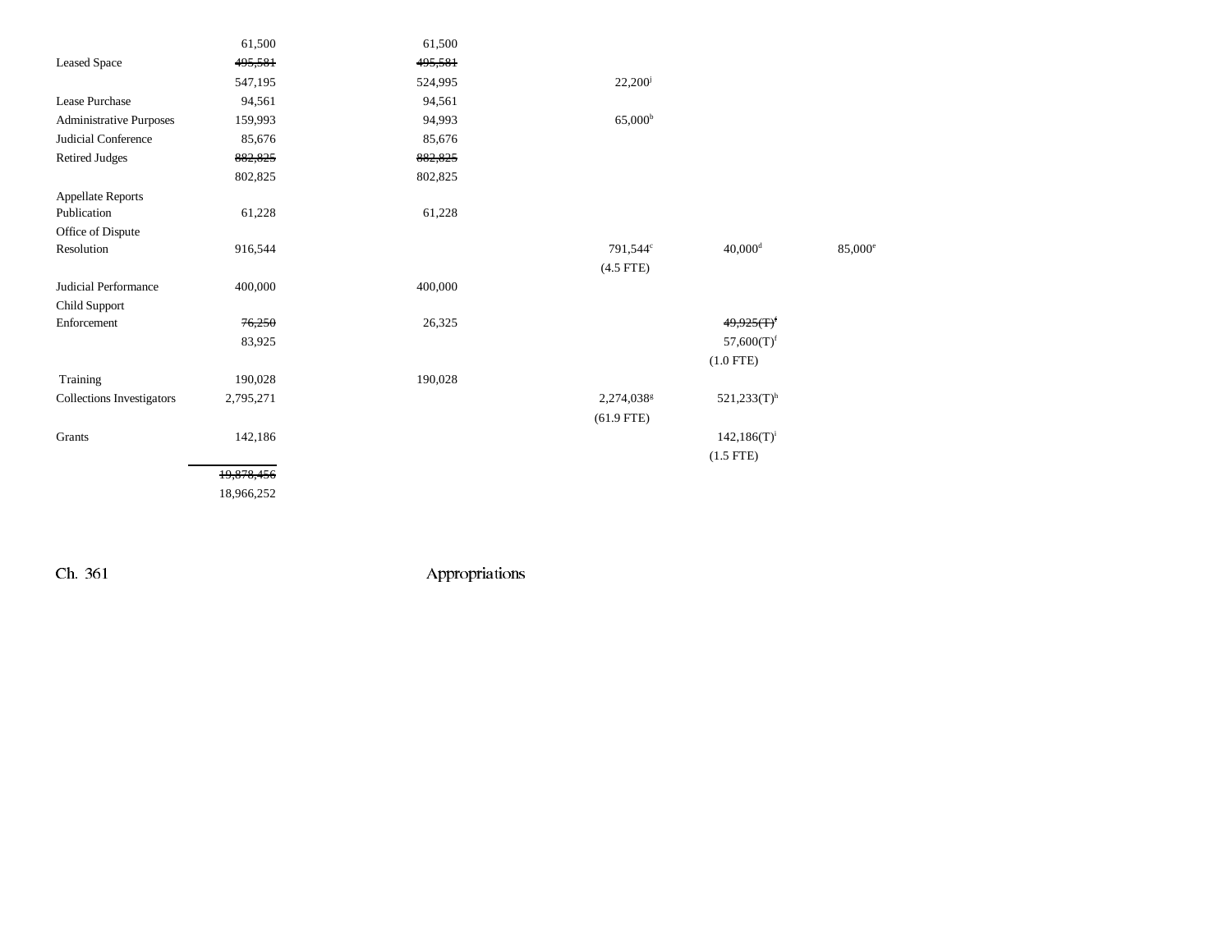| | | | | | |
|---|---|---|---|---|---|
| | 61,500 | 61,500 | | | |
| Leased Space | ~~495,581~~ | ~~495,581~~ | | | |
| | 547,195 | 524,995 | 22,200[j] | | |
| Lease Purchase | 94,561 | 94,561 | | | |
| Administrative Purposes | 159,993 | 94,993 | 65,000[b] | | |
| Judicial Conference | 85,676 | 85,676 | | | |
| Retired Judges | ~~882,825~~ | ~~882,825~~ | | | |
| | 802,825 | 802,825 | | | |
| Appellate Reports Publication | 61,228 | 61,228 | | | |
| Office of Dispute Resolution | 916,544 | | 791,544[c] | 40,000[d] | 85,000[e] |
| | | | (4.5 FTE) | | |
| Judicial Performance | 400,000 | 400,000 | | | |
| Child Support Enforcement | ~~76,250~~ | 26,325 | | ~~49,925(T)[f]~~ | |
| | 83,925 | | | 57,600(T)[f] | |
| | | | | (1.0 FTE) | |
| Training | 190,028 | 190,028 | | | |
| Collections Investigators | 2,795,271 | | 2,274,038[g] | 521,233(T)[h] | |
| | | | (61.9 FTE) | | |
| Grants | 142,186 | | | 142,186(T)[i] | |
| | | | | (1.5 FTE) | |
| | ~~19,878,456~~ | | | | |
| | 18,966,252 | | | | |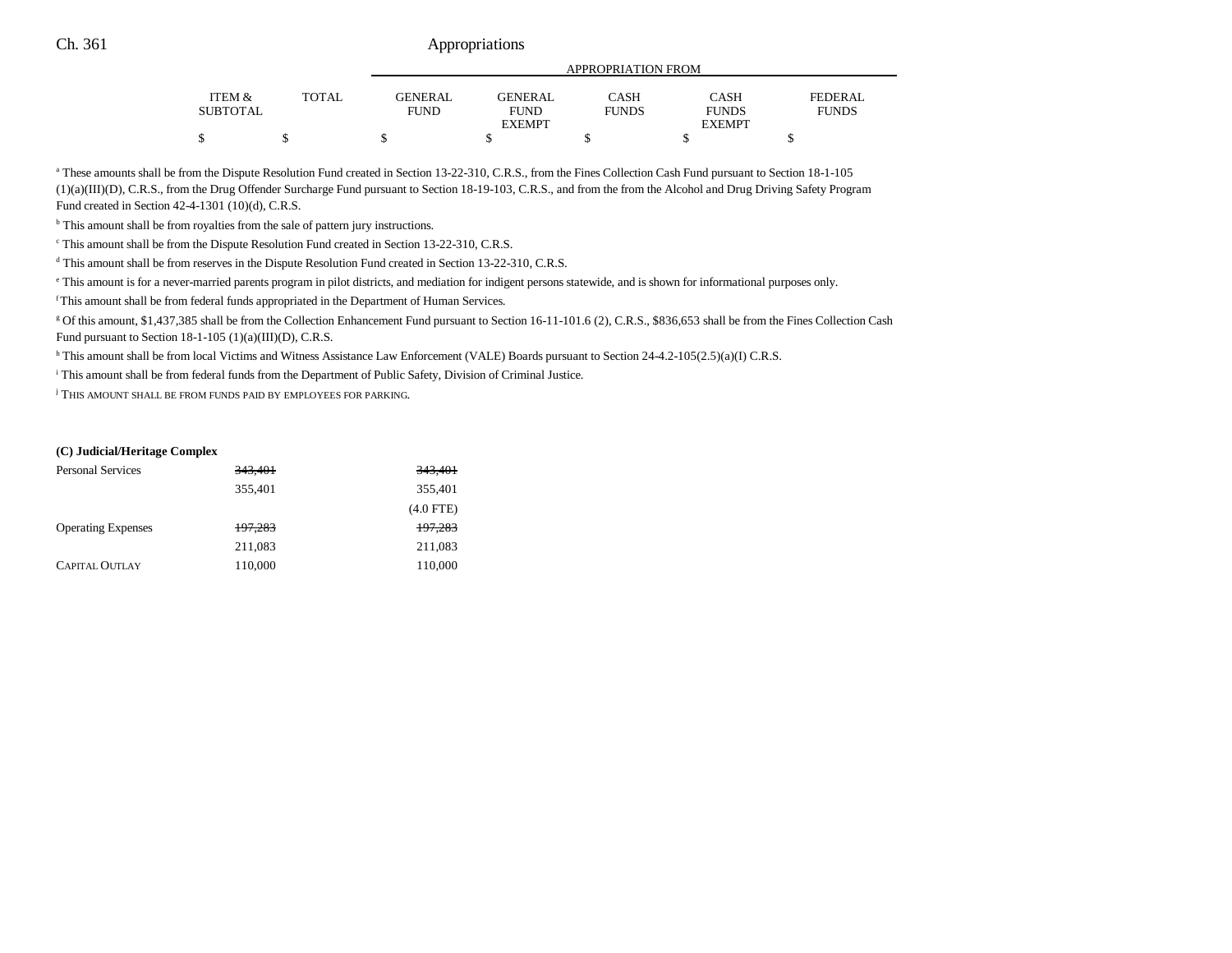| | ITEM & SUBTOTAL | TOTAL | GENERAL FUND | GENERAL FUND EXEMPT | CASH FUNDS | CASH FUNDS EXEMPT | FEDERAL FUNDS |
|---|---|---|---|---|---|---|---|
| | $ | $ | $ | $ | $ | $ | $ |

[a] These amounts shall be from the Dispute Resolution Fund created in Section 13-22-310, C.R.S., from the Fines Collection Cash Fund pursuant to Section 18-1-105 (1)(a)(III)(D), C.R.S., from the Drug Offender Surcharge Fund pursuant to Section 18-19-103, C.R.S., and from the from the Alcohol and Drug Driving Safety Program Fund created in Section 42-4-1301 (10)(d), C.R.S.

[b] This amount shall be from royalties from the sale of pattern jury instructions.

[c] This amount shall be from the Dispute Resolution Fund created in Section 13-22-310, C.R.S.

[d] This amount shall be from reserves in the Dispute Resolution Fund created in Section 13-22-310, C.R.S.

[e] This amount is for a never-married parents program in pilot districts, and mediation for indigent persons statewide, and is shown for informational purposes only.

[f] This amount shall be from federal funds appropriated in the Department of Human Services.

[g] Of this amount, $1,437,385 shall be from the Collection Enhancement Fund pursuant to Section 16-11-101.6 (2), C.R.S., $836,653 shall be from the Fines Collection Cash Fund pursuant to Section 18-1-105 (1)(a)(III)(D), C.R.S.

[h] This amount shall be from local Victims and Witness Assistance Law Enforcement (VALE) Boards pursuant to Section 24-4.2-105(2.5)(a)(I) C.R.S.

[i] This amount shall be from federal funds from the Department of Public Safety, Division of Criminal Justice.

[j] THIS AMOUNT SHALL BE FROM FUNDS PAID BY EMPLOYEES FOR PARKING.

**(C) Judicial/Heritage Complex**

| | ITEM & SUBTOTAL | TOTAL | GENERAL FUND | GENERAL FUND EXEMPT | CASH FUNDS | CASH FUNDS EXEMPT | FEDERAL FUNDS |
|---|---|---|---|---|---|---|---|
| Personal Services | ~~343,401~~ | | ~~343,401~~ | | | | |
| | 355,401 | | 355,401 | | | | |
| | | | (4.0 FTE) | | | | |
| Operating Expenses | ~~197,283~~ | | ~~197,283~~ | | | | |
| | 211,083 | | 211,083 | | | | |
| CAPITAL OUTLAY | 110,000 | | 110,000 | | | | |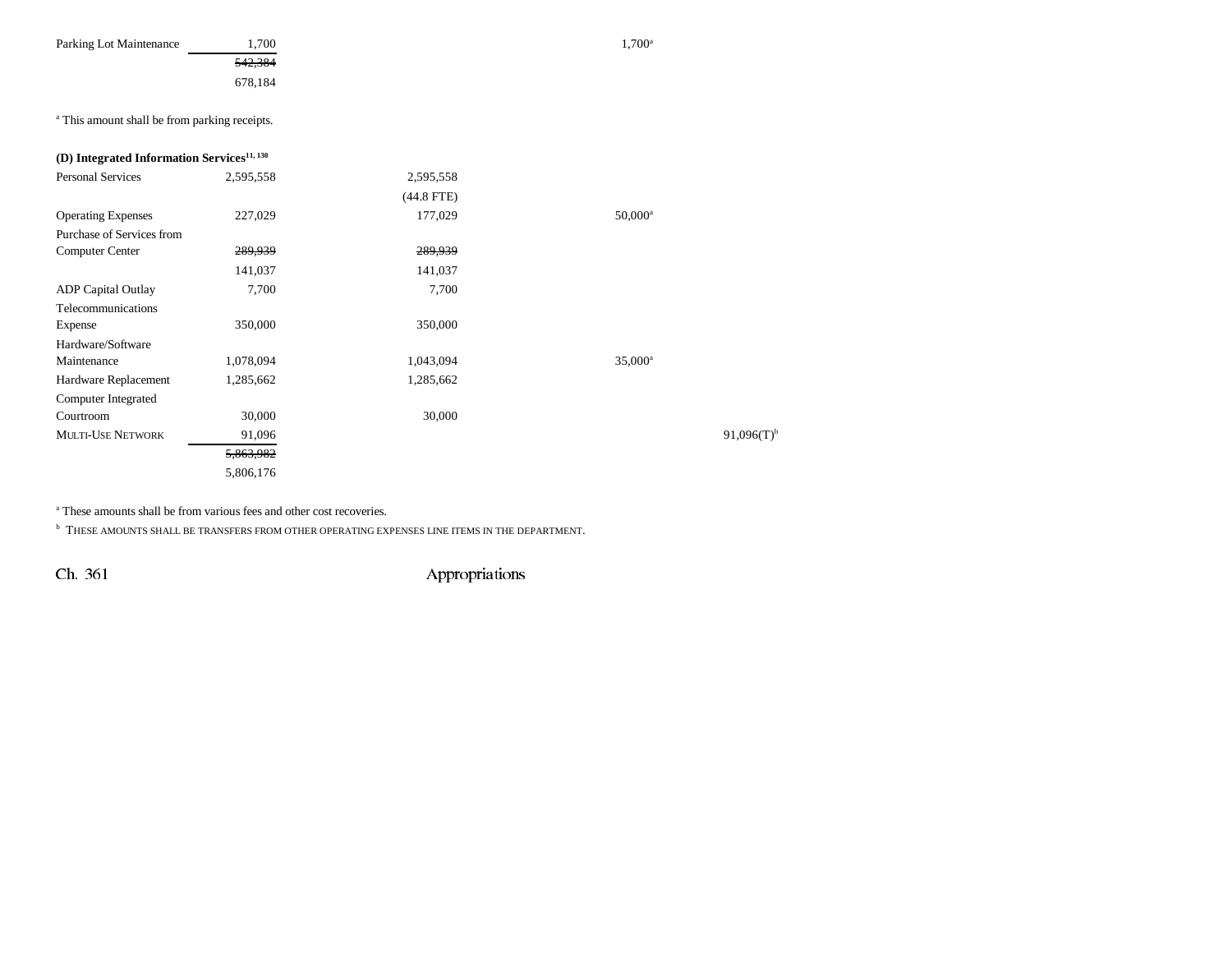| | | | | | |
|---|---|---|---|---|---|
| Parking Lot Maintenance | 1,700 | | | 1,700[a] | |
| | ~~542,384~~ | | | | |
| | 678,184 | | | | |

[a] This amount shall be from parking receipts.

**(D) Integrated Information Services[11, 130]**

| | | | | | |
|---|---|---|---|---|---|
| Personal Services | 2,595,558 | 2,595,558 | | | |
| | | (44.8 FTE) | | | |
| Operating Expenses | 227,029 | 177,029 | | 50,000[a] | |
| Purchase of Services from Computer Center | ~~289,939~~ | ~~289,939~~ | | | |
| | 141,037 | 141,037 | | | |
| ADP Capital Outlay | 7,700 | 7,700 | | | |
| Telecommunications Expense | 350,000 | 350,000 | | | |
| Hardware/Software Maintenance | 1,078,094 | 1,043,094 | | 35,000[a] | |
| Hardware Replacement | 1,285,662 | 1,285,662 | | | |
| Computer Integrated Courtroom | 30,000 | 30,000 | | | |
| MULTI-USE NETWORK | 91,096 | | | | 91,096(T)[b] |
| | ~~5,863,982~~ | | | | |
| | 5,806,176 | | | | |

[a] These amounts shall be from various fees and other cost recoveries.

[b] THESE AMOUNTS SHALL BE TRANSFERS FROM OTHER OPERATING EXPENSES LINE ITEMS IN THE DEPARTMENT.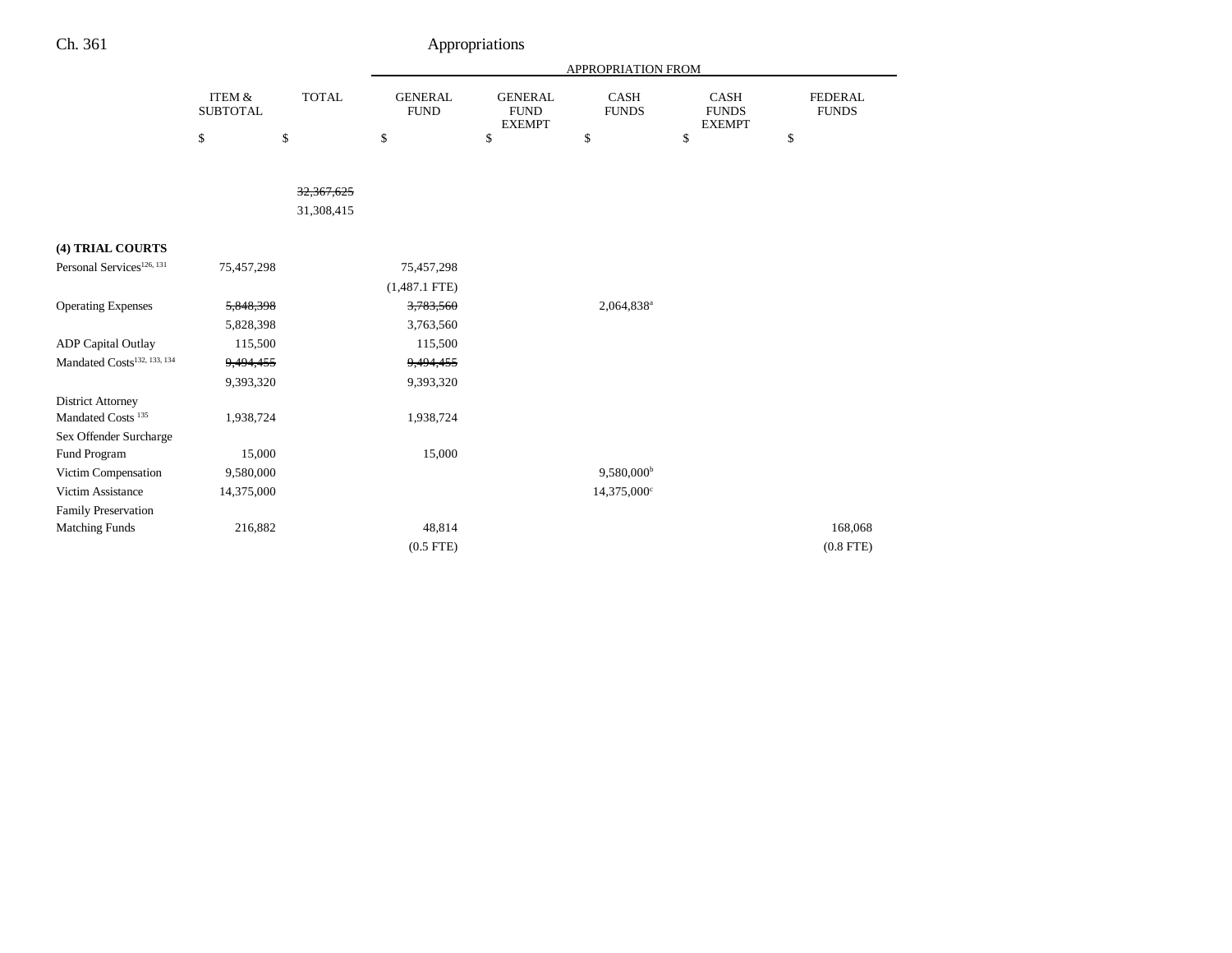| | ITEM & SUBTOTAL | TOTAL | GENERAL FUND | GENERAL FUND EXEMPT | CASH FUNDS | CASH FUNDS EXEMPT | FEDERAL FUNDS |
|---|---|---|---|---|---|---|---|
| | | | APPROPRIATION FROM | | | | |
| | $ | $ | $ | $ | $ | $ | $ |
| | | ~~32,367,625~~ | | | | | |
| | | 31,308,415 | | | | | |
| **(4) TRIAL COURTS** | | | | | | | |
| Personal Services[126, 131] | 75,457,298 | | 75,457,298 | | | | |
| | | | (1,487.1 FTE) | | | | |
| Operating Expenses | ~~5,848,398~~ | | ~~3,783,560~~ | | 2,064,838[a] | | |
| | 5,828,398 | | 3,763,560 | | | | |
| ADP Capital Outlay | 115,500 | | 115,500 | | | | |
| Mandated Costs[132, 133, 134] | ~~9,494,455~~ | | ~~9,494,455~~ | | | | |
| | 9,393,320 | | 9,393,320 | | | | |
| District Attorney Mandated Costs [135] | 1,938,724 | | 1,938,724 | | | | |
| Sex Offender Surcharge Fund Program | 15,000 | | 15,000 | | | | |
| Victim Compensation | 9,580,000 | | | | 9,580,000[b] | | |
| Victim Assistance | 14,375,000 | | | | 14,375,000[c] | | |
| Family Preservation Matching Funds | 216,882 | | 48,814 | | | | 168,068 |
| | | | (0.5 FTE) | | | | (0.8 FTE) |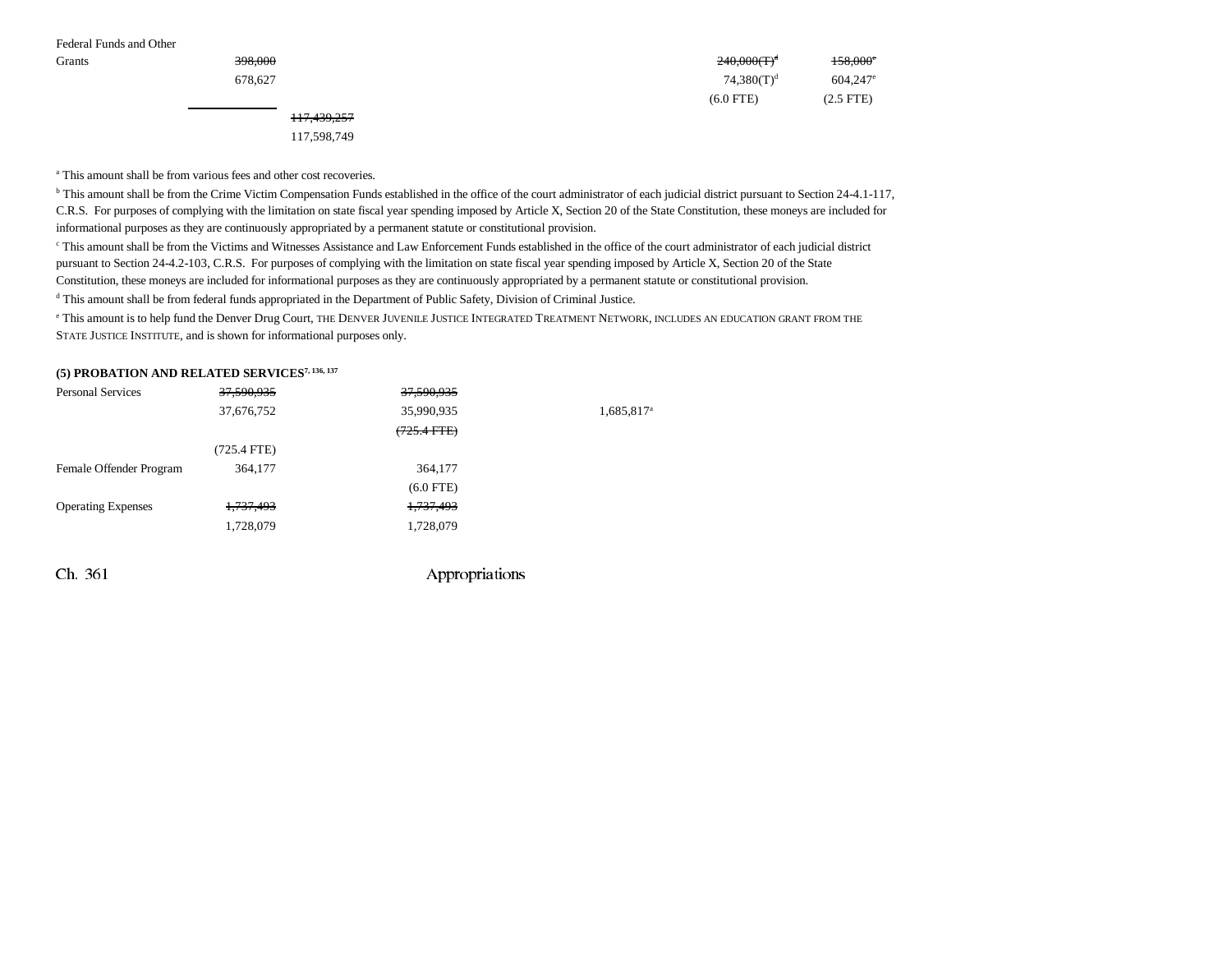| | | | | | | |
|---|---|---|---|---|---|---|
| Federal Funds and Other Grants | ~~398,000~~ | | | | ~~240,000(T)[d]~~ | ~~158,000[e]~~ |
| | 678,627 | | | | 74,380(T)[d] | 604,247[e] |
| | | | | | (6.0 FTE) | (2.5 FTE) |
| | | ~~117,439,257~~ | | | | |
| | | 117,598,749 | | | | |

[a] This amount shall be from various fees and other cost recoveries.

[b] This amount shall be from the Crime Victim Compensation Funds established in the office of the court administrator of each judicial district pursuant to Section 24-4.1-117, C.R.S. For purposes of complying with the limitation on state fiscal year spending imposed by Article X, Section 20 of the State Constitution, these moneys are included for informational purposes as they are continuously appropriated by a permanent statute or constitutional provision.

[c] This amount shall be from the Victims and Witnesses Assistance and Law Enforcement Funds established in the office of the court administrator of each judicial district pursuant to Section 24-4.2-103, C.R.S. For purposes of complying with the limitation on state fiscal year spending imposed by Article X, Section 20 of the State Constitution, these moneys are included for informational purposes as they are continuously appropriated by a permanent statute or constitutional provision.

[d] This amount shall be from federal funds appropriated in the Department of Public Safety, Division of Criminal Justice.

[e] This amount is to help fund the Denver Drug Court, THE DENVER JUVENILE JUSTICE INTEGRATED TREATMENT NETWORK, INCLUDES AN EDUCATION GRANT FROM THE STATE JUSTICE INSTITUTE, and is shown for informational purposes only.

**(5) PROBATION AND RELATED SERVICES[7, 136, 137]**

| | | | | | |
|---|---|---|---|---|---|
| Personal Services | ~~37,590,935~~ | | ~~37,590,935~~ | | |
| | 37,676,752 | | 35,990,935 | 1,685,817[a] | |
| | | | ~~(725.4 FTE)~~ | | |
| | (725.4 FTE) | | | | |
| Female Offender Program | 364,177 | | 364,177 | | |
| | | | (6.0 FTE) | | |
| Operating Expenses | ~~1,737,493~~ | | ~~1,737,493~~ | | |
| | 1,728,079 | | 1,728,079 | | |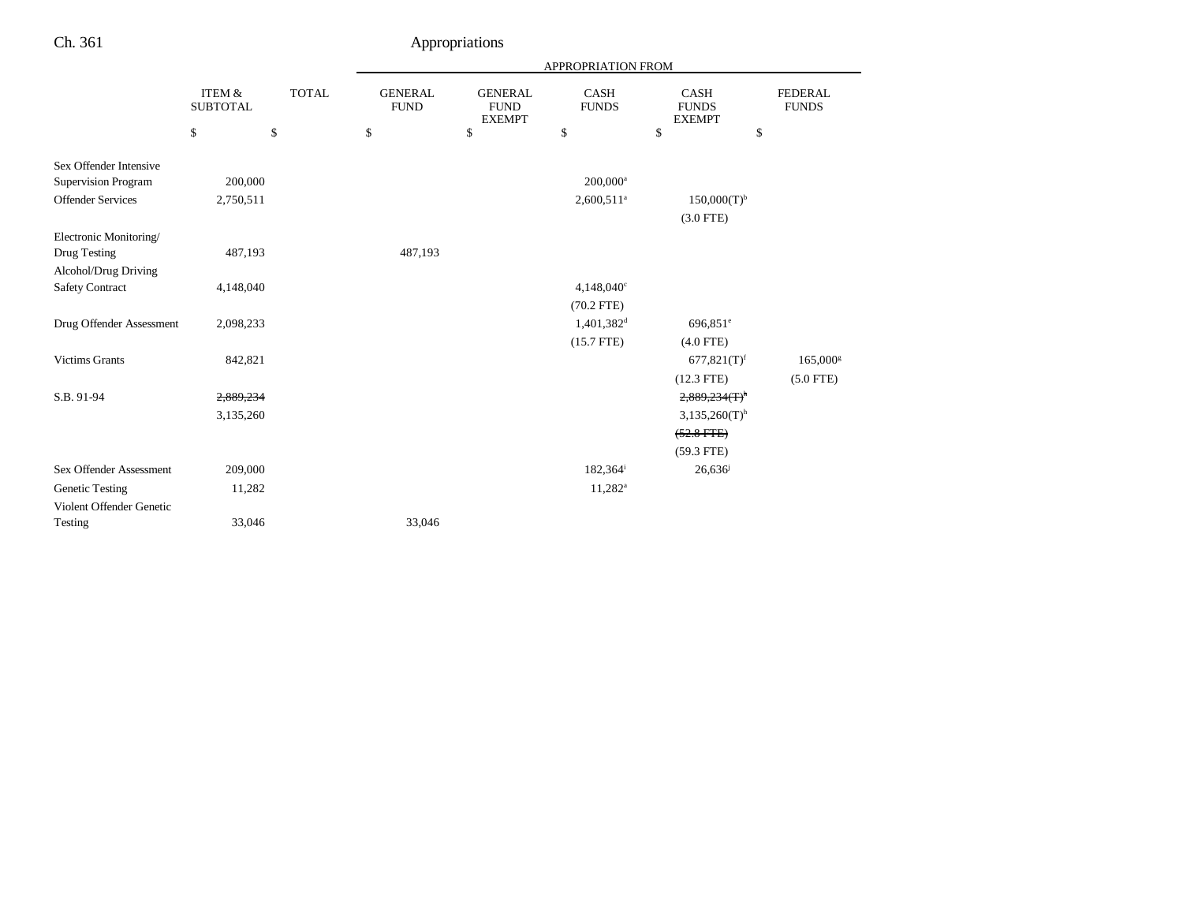| | ITEM & SUBTOTAL | TOTAL | GENERAL FUND | GENERAL FUND EXEMPT | CASH FUNDS | CASH FUNDS EXEMPT | FEDERAL FUNDS |
|---|---|---|---|---|---|---|---|
| | | | APPROPRIATION FROM | | | | |
| | $ | $ | $ | $ | $ | $ | $ |
| Sex Offender Intensive Supervision Program | 200,000 | | | | 200,000[a] | | |
| Offender Services | 2,750,511 | | | | 2,600,511[a] | 150,000(T)[b] | |
| | | | | | | (3.0 FTE) | |
| Electronic Monitoring/ Drug Testing | 487,193 | | 487,193 | | | | |
| Alcohol/Drug Driving Safety Contract | 4,148,040 | | | | 4,148,040[c] | | |
| | | | | | (70.2 FTE) | | |
| Drug Offender Assessment | 2,098,233 | | | | 1,401,382[d] | 696,851[e] | |
| | | | | | (15.7 FTE) | (4.0 FTE) | |
| Victims Grants | 842,821 | | | | | 677,821(T)[f] | 165,000[g] |
| | | | | | | (12.3 FTE) | (5.0 FTE) |
| S.B. 91-94 | ~~2,889,234~~ | | | | | ~~2,889,234(T)[h]~~ | |
| | 3,135,260 | | | | | 3,135,260(T)[h] | |
| | | | | | | ~~(52.8 FTE)~~ | |
| | | | | | | (59.3 FTE) | |
| Sex Offender Assessment | 209,000 | | | | 182,364[i] | 26,636[j] | |
| Genetic Testing | 11,282 | | | | 11,282[a] | | |
| Violent Offender Genetic Testing | 33,046 | | 33,046 | | | | |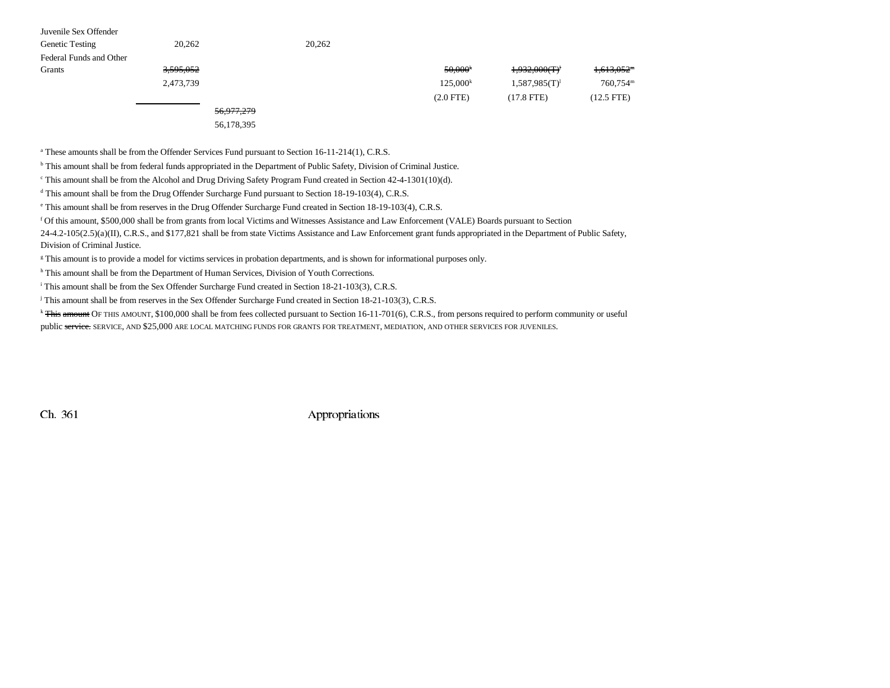| | | | | | | |
|---|---|---|---|---|---|---|
| Juvenile Sex Offender Genetic Testing | 20,262 | | 20,262 | | | |
| Federal Funds and Other Grants | ~~3,595,052~~ | | | ~~50,000~~[k] | ~~1,932,000(T)~~[l] | ~~1,613,052~~[m] |
| | 2,473,739 | | | 125,000[k] | 1,587,985(T)[l] | 760,754[m] |
| | | | | (2.0 FTE) | (17.8 FTE) | (12.5 FTE) |
| | | ~~56,977,279~~ | | | | |
| | | 56,178,395 | | | | |

[a] These amounts shall be from the Offender Services Fund pursuant to Section 16-11-214(1), C.R.S.

[b] This amount shall be from federal funds appropriated in the Department of Public Safety, Division of Criminal Justice.

[c] This amount shall be from the Alcohol and Drug Driving Safety Program Fund created in Section 42-4-1301(10)(d).

[d] This amount shall be from the Drug Offender Surcharge Fund pursuant to Section 18-19-103(4), C.R.S.

[e] This amount shall be from reserves in the Drug Offender Surcharge Fund created in Section 18-19-103(4), C.R.S.

[f] Of this amount, $500,000 shall be from grants from local Victims and Witnesses Assistance and Law Enforcement (VALE) Boards pursuant to Section 24-4.2-105(2.5)(a)(II), C.R.S., and $177,821 shall be from state Victims Assistance and Law Enforcement grant funds appropriated in the Department of Public Safety, Division of Criminal Justice.

[g] This amount is to provide a model for victims services in probation departments, and is shown for informational purposes only.

[h] This amount shall be from the Department of Human Services, Division of Youth Corrections.

[i] This amount shall be from the Sex Offender Surcharge Fund created in Section 18-21-103(3), C.R.S.

[j] This amount shall be from reserves in the Sex Offender Surcharge Fund created in Section 18-21-103(3), C.R.S.

[k] ~~This amount~~ OF THIS AMOUNT, $100,000 shall be from fees collected pursuant to Section 16-11-701(6), C.R.S., from persons required to perform community or useful public ~~service.~~ SERVICE, AND $25,000 ARE LOCAL MATCHING FUNDS FOR GRANTS FOR TREATMENT, MEDIATION, AND OTHER SERVICES FOR JUVENILES.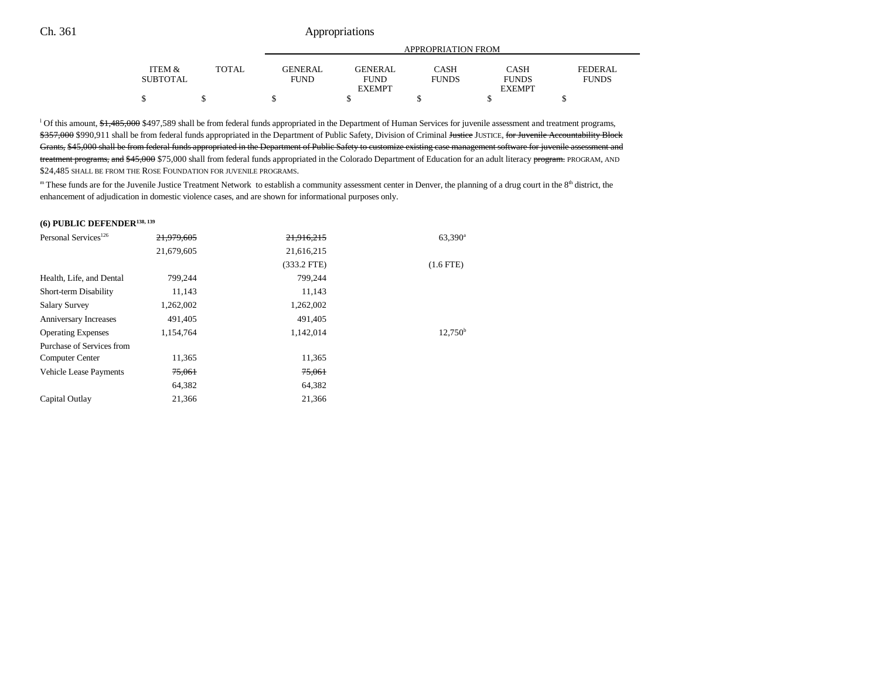| | ITEM & SUBTOTAL | TOTAL | APPROPRIATION FROM GENERAL FUND | GENERAL FUND EXEMPT | CASH FUNDS | CASH FUNDS EXEMPT | FEDERAL FUNDS |
|---|---|---|---|---|---|---|---|
| | $ | $ | $ | $ | $ | $ | $ |

[l] Of this amount, ~~$1,485,000~~ $497,589 shall be from federal funds appropriated in the Department of Human Services for juvenile assessment and treatment programs, ~~$357,000~~ $990,911 shall be from federal funds appropriated in the Department of Public Safety, Division of Criminal ~~Justice~~ JUSTICE, ~~for Juvenile Accountability Block Grants, $45,000 shall be from federal funds appropriated in the Department of Public Safety to customize existing case management software for juvenile assessment and treatment programs, and~~ ~~$45,000~~ $75,000 shall from federal funds appropriated in the Colorado Department of Education for an adult literacy ~~program.~~ PROGRAM, AND $24,485 SHALL BE FROM THE ROSE FOUNDATION FOR JUVENILE PROGRAMS.

[m] These funds are for the Juvenile Justice Treatment Network to establish a community assessment center in Denver, the planning of a drug court in the 8th district, the enhancement of adjudication in domestic violence cases, and are shown for informational purposes only.

**(6) PUBLIC DEFENDER[138, 139]**

| | ITEM & SUBTOTAL | TOTAL | GENERAL FUND | GENERAL FUND EXEMPT | CASH FUNDS | CASH FUNDS EXEMPT | FEDERAL FUNDS |
|---|---|---|---|---|---|---|---|
| Personal Services[126] | ~~21,979,605~~ | | ~~21,916,215~~ | | 63,390[a] | | |
| | 21,679,605 | | 21,616,215 | | | | |
| | | | (333.2 FTE) | | (1.6 FTE) | | |
| Health, Life, and Dental | 799,244 | | 799,244 | | | | |
| Short-term Disability | 11,143 | | 11,143 | | | | |
| Salary Survey | 1,262,002 | | 1,262,002 | | | | |
| Anniversary Increases | 491,405 | | 491,405 | | | | |
| Operating Expenses | 1,154,764 | | 1,142,014 | | 12,750[b] | | |
| Purchase of Services from Computer Center | 11,365 | | 11,365 | | | | |
| Vehicle Lease Payments | ~~75,061~~ | | ~~75,061~~ | | | | |
| | 64,382 | | 64,382 | | | | |
| Capital Outlay | 21,366 | | 21,366 | | | | |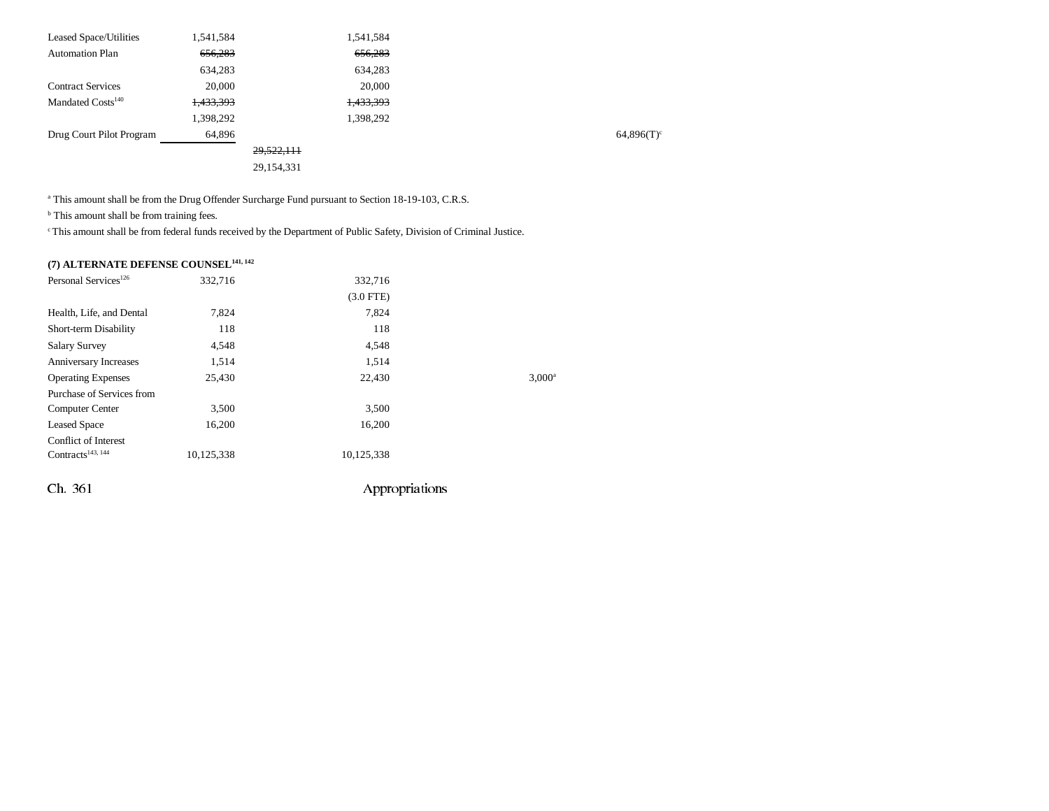| | | | | | | |
|---|---|---|---|---|---|---|
| Leased Space/Utilities | 1,541,584 | | 1,541,584 | | | |
| Automation Plan | ~~656,283~~ | | ~~656,283~~ | | | |
| | 634,283 | | 634,283 | | | |
| Contract Services | 20,000 | | 20,000 | | | |
| Mandated Costs[140] | ~~1,433,393~~ | | ~~1,433,393~~ | | | |
| | 1,398,292 | | 1,398,292 | | | |
| Drug Court Pilot Program | 64,896 | | | | | 64,896(T)[c] |
| | | ~~29,522,111~~ | | | | |
| | | 29,154,331 | | | | |

[a] This amount shall be from the Drug Offender Surcharge Fund pursuant to Section 18-19-103, C.R.S.

[b] This amount shall be from training fees.

[c] This amount shall be from federal funds received by the Department of Public Safety, Division of Criminal Justice.

**(7) ALTERNATE DEFENSE COUNSEL[141, 142]**

| | | | | | |
|---|---|---|---|---|---|
| Personal Services[126] | 332,716 | | 332,716 | | |
| | | | (3.0 FTE) | | |
| Health, Life, and Dental | 7,824 | | 7,824 | | |
| Short-term Disability | 118 | | 118 | | |
| Salary Survey | 4,548 | | 4,548 | | |
| Anniversary Increases | 1,514 | | 1,514 | | |
| Operating Expenses | 25,430 | | 22,430 | | 3,000[a] |
| Purchase of Services from Computer Center | 3,500 | | 3,500 | | |
| Leased Space | 16,200 | | 16,200 | | |
| Conflict of Interest Contracts[143, 144] | 10,125,338 | | 10,125,338 | | |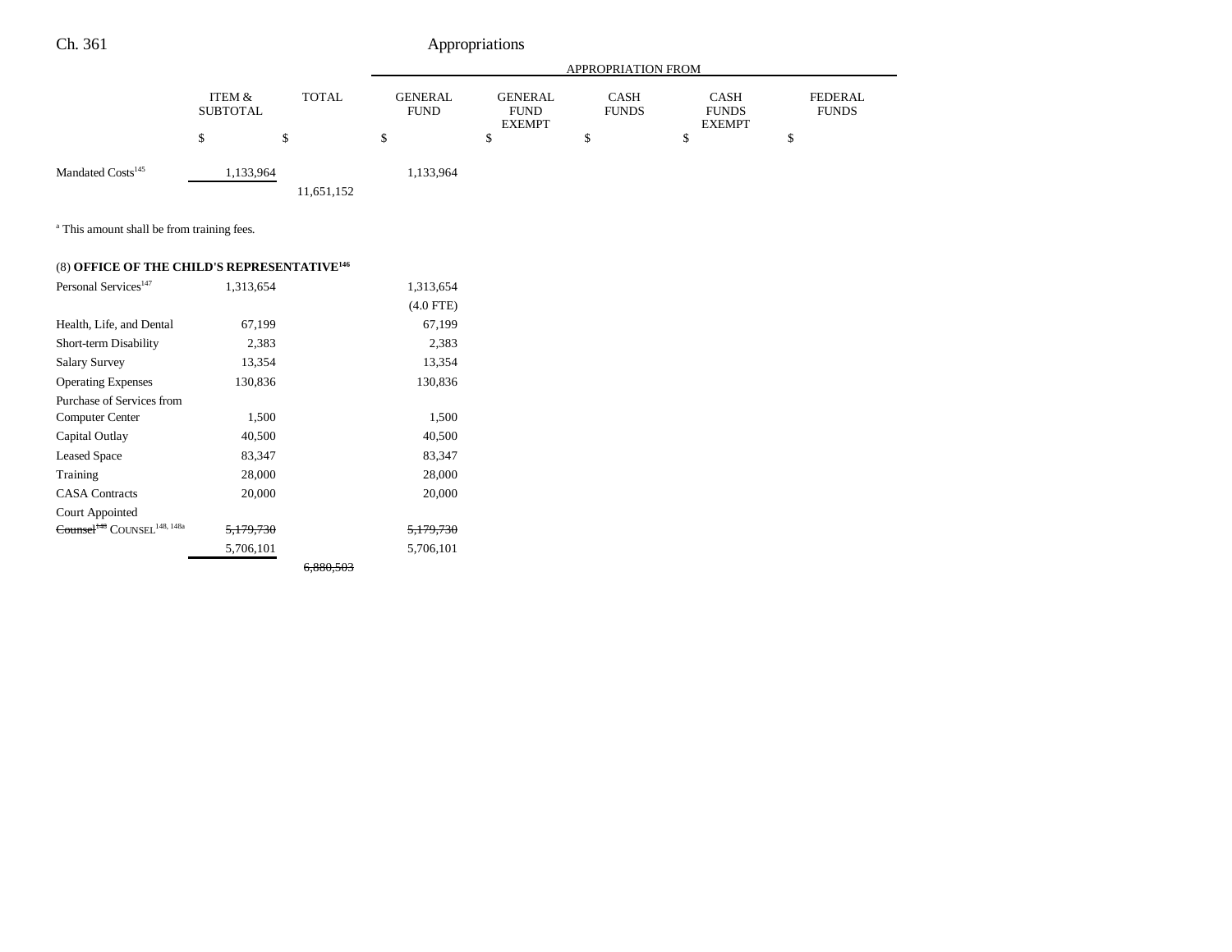| | ITEM & SUBTOTAL | TOTAL | APPROPRIATION FROM GENERAL FUND | GENERAL FUND EXEMPT | CASH FUNDS | CASH FUNDS EXEMPT | FEDERAL FUNDS |
|---|---|---|---|---|---|---|---|
| | $ | $ | $ | $ | $ | $ | $ |
| Mandated Costs[145] | 1,133,964 | | 1,133,964 | | | | |
| | | 11,651,152 | | | | | |

[a] This amount shall be from training fees.

(8) **OFFICE OF THE CHILD'S REPRESENTATIVE**[146]

| | ITEM & SUBTOTAL | TOTAL | GENERAL FUND | GENERAL FUND EXEMPT | CASH FUNDS | CASH FUNDS EXEMPT | FEDERAL FUNDS |
|---|---|---|---|---|---|---|---|
| Personal Services[147] | 1,313,654 | | 1,313,654 | | | | |
| | | | (4.0 FTE) | | | | |
| Health, Life, and Dental | 67,199 | | 67,199 | | | | |
| Short-term Disability | 2,383 | | 2,383 | | | | |
| Salary Survey | 13,354 | | 13,354 | | | | |
| Operating Expenses | 130,836 | | 130,836 | | | | |
| Purchase of Services from Computer Center | 1,500 | | 1,500 | | | | |
| Capital Outlay | 40,500 | | 40,500 | | | | |
| Leased Space | 83,347 | | 83,347 | | | | |
| Training | 28,000 | | 28,000 | | | | |
| CASA Contracts | 20,000 | | 20,000 | | | | |
| Court Appointed ~~Counsel[148]~~ COUNSEL[148, 148a] | ~~5,179,730~~ 5,706,101 | | ~~5,179,730~~ 5,706,101 | | | | |
| | | ~~6,880,503~~ | | | | | |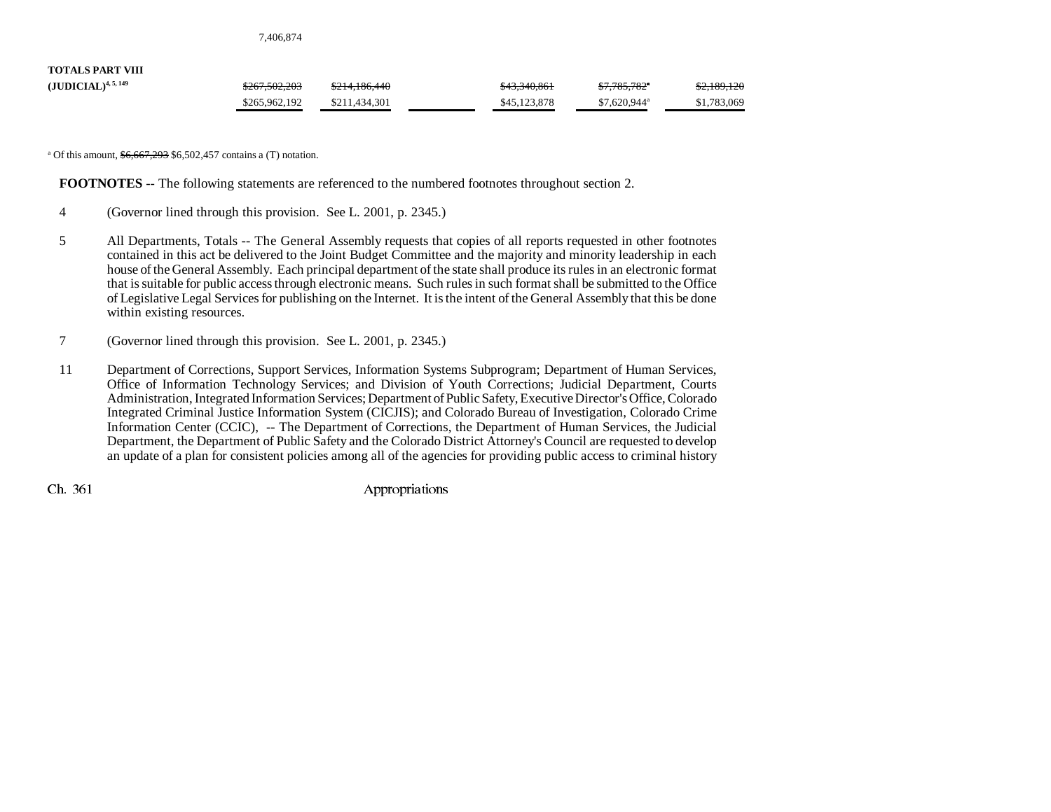7,406,874

| | | | | | | |
|---|---|---|---|---|---|---|
| **TOTALS PART VIII (JUDICIAL)**[4, 5, 149] | ~~$267,502,203~~ | ~~$214,186,440~~ | | ~~$43,340,861~~ | ~~$7,785,782~~[a] | ~~$2,189,120~~ |
| | $265,962,192 | $211,434,301 | | $45,123,878 | $7,620,944[a] | $1,783,069 |

[a] Of this amount, ~~$6,667,293~~ $6,502,457 contains a (T) notation.

**FOOTNOTES** -- The following statements are referenced to the numbered footnotes throughout section 2.

4 (Governor lined through this provision. See L. 2001, p. 2345.)

5 All Departments, Totals -- The General Assembly requests that copies of all reports requested in other footnotes contained in this act be delivered to the Joint Budget Committee and the majority and minority leadership in each house of the General Assembly. Each principal department of the state shall produce its rules in an electronic format that is suitable for public access through electronic means. Such rules in such format shall be submitted to the Office of Legislative Legal Services for publishing on the Internet. It is the intent of the General Assembly that this be done within existing resources.

7 (Governor lined through this provision. See L. 2001, p. 2345.)

11 Department of Corrections, Support Services, Information Systems Subprogram; Department of Human Services, Office of Information Technology Services; and Division of Youth Corrections; Judicial Department, Courts Administration, Integrated Information Services; Department of Public Safety, Executive Director's Office, Colorado Integrated Criminal Justice Information System (CICJIS); and Colorado Bureau of Investigation, Colorado Crime Information Center (CCIC), -- The Department of Corrections, the Department of Human Services, the Judicial Department, the Department of Public Safety and the Colorado District Attorney's Council are requested to develop an update of a plan for consistent policies among all of the agencies for providing public access to criminal history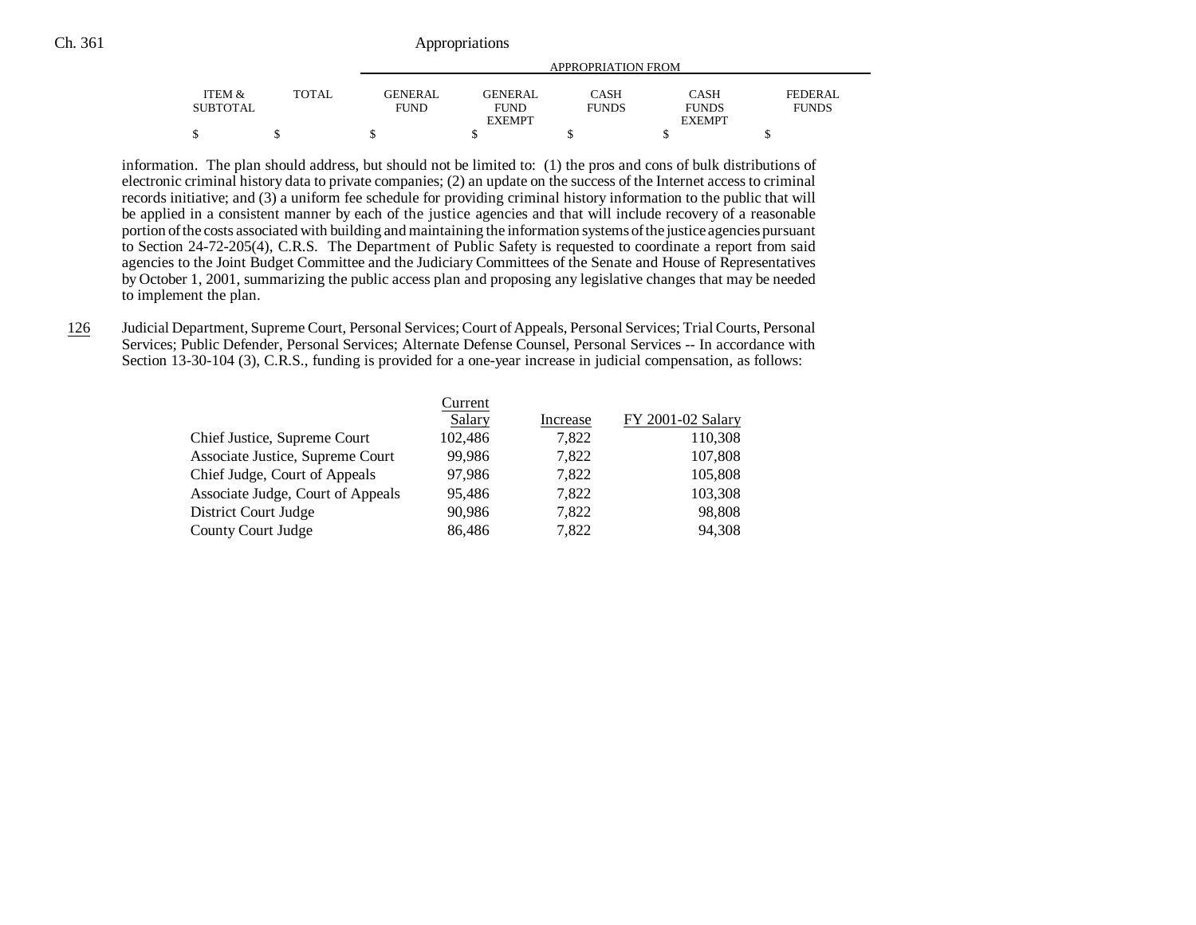information. The plan should address, but should not be limited to: (1) the pros and cons of bulk distributions of electronic criminal history data to private companies; (2) an update on the success of the Internet access to criminal records initiative; and (3) a uniform fee schedule for providing criminal history information to the public that will be applied in a consistent manner by each of the justice agencies and that will include recovery of a reasonable portion of the costs associated with building and maintaining the information systems of the justice agencies pursuant to Section 24-72-205(4), C.R.S. The Department of Public Safety is requested to coordinate a report from said agencies to the Joint Budget Committee and the Judiciary Committees of the Senate and House of Representatives by October 1, 2001, summarizing the public access plan and proposing any legislative changes that may be needed to implement the plan.

126 Judicial Department, Supreme Court, Personal Services; Court of Appeals, Personal Services; Trial Courts, Personal Services; Public Defender, Personal Services; Alternate Defense Counsel, Personal Services -- In accordance with Section 13-30-104 (3), C.R.S., funding is provided for a one-year increase in judicial compensation, as follows:

| | Current Salary | Increase | FY 2001-02 Salary |
|---|---|---|---|
| Chief Justice, Supreme Court | 102,486 | 7,822 | 110,308 |
| Associate Justice, Supreme Court | 99,986 | 7,822 | 107,808 |
| Chief Judge, Court of Appeals | 97,986 | 7,822 | 105,808 |
| Associate Judge, Court of Appeals | 95,486 | 7,822 | 103,308 |
| District Court Judge | 90,986 | 7,822 | 98,808 |
| County Court Judge | 86,486 | 7,822 | 94,308 |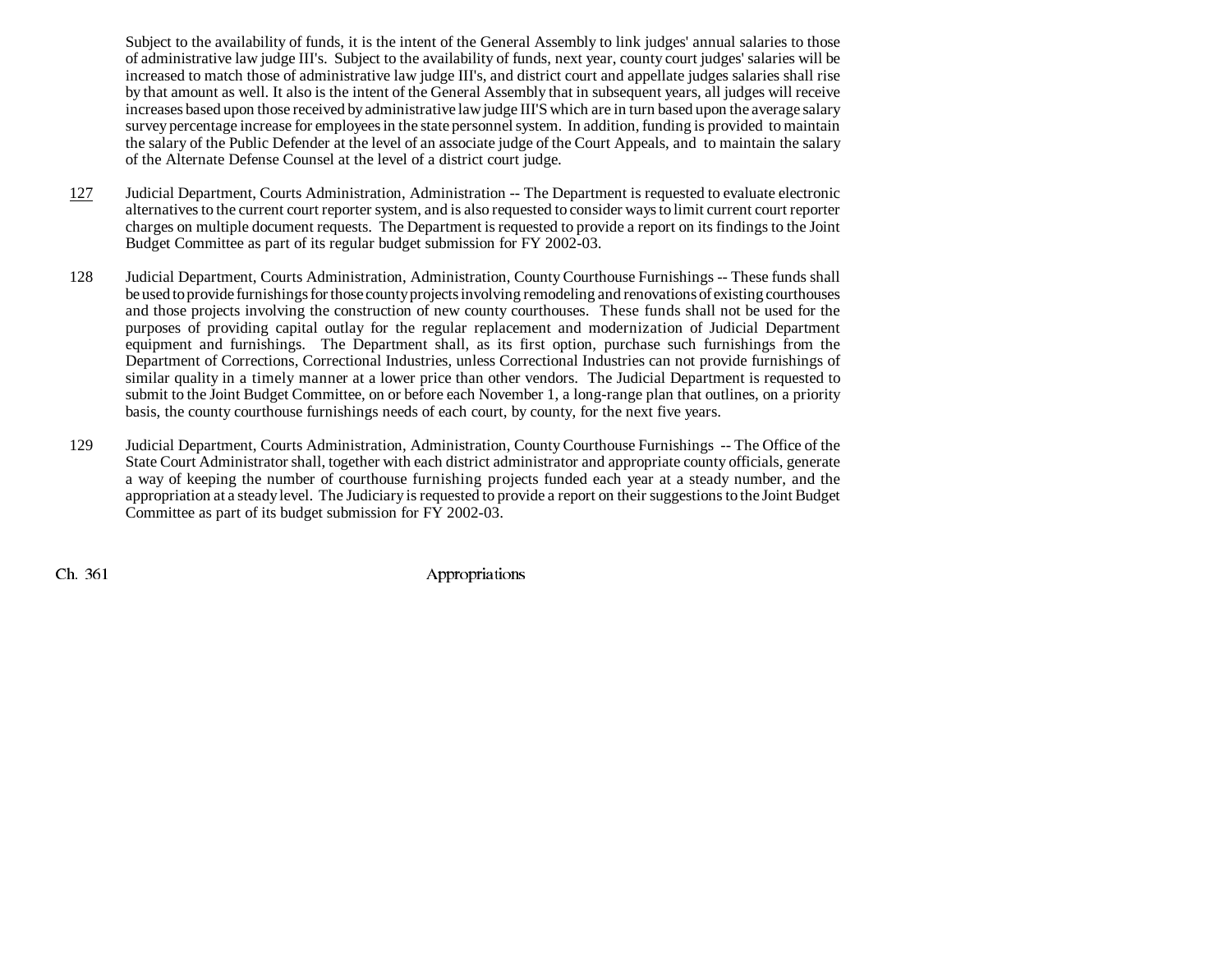Subject to the availability of funds, it is the intent of the General Assembly to link judges' annual salaries to those of administrative law judge III's. Subject to the availability of funds, next year, county court judges' salaries will be increased to match those of administrative law judge III's, and district court and appellate judges salaries shall rise by that amount as well. It also is the intent of the General Assembly that in subsequent years, all judges will receive increases based upon those received by administrative law judge III'S which are in turn based upon the average salary survey percentage increase for employees in the state personnel system. In addition, funding is provided to maintain the salary of the Public Defender at the level of an associate judge of the Court Appeals, and to maintain the salary of the Alternate Defense Counsel at the level of a district court judge.

127 Judicial Department, Courts Administration, Administration -- The Department is requested to evaluate electronic alternatives to the current court reporter system, and is also requested to consider ways to limit current court reporter charges on multiple document requests. The Department is requested to provide a report on its findings to the Joint Budget Committee as part of its regular budget submission for FY 2002-03.

128 Judicial Department, Courts Administration, Administration, County Courthouse Furnishings -- These funds shall be used to provide furnishings for those county projects involving remodeling and renovations of existing courthouses and those projects involving the construction of new county courthouses. These funds shall not be used for the purposes of providing capital outlay for the regular replacement and modernization of Judicial Department equipment and furnishings. The Department shall, as its first option, purchase such furnishings from the Department of Corrections, Correctional Industries, unless Correctional Industries can not provide furnishings of similar quality in a timely manner at a lower price than other vendors. The Judicial Department is requested to submit to the Joint Budget Committee, on or before each November 1, a long-range plan that outlines, on a priority basis, the county courthouse furnishings needs of each court, by county, for the next five years.

129 Judicial Department, Courts Administration, Administration, County Courthouse Furnishings -- The Office of the State Court Administrator shall, together with each district administrator and appropriate county officials, generate a way of keeping the number of courthouse furnishing projects funded each year at a steady number, and the appropriation at a steady level. The Judiciary is requested to provide a report on their suggestions to the Joint Budget Committee as part of its budget submission for FY 2002-03.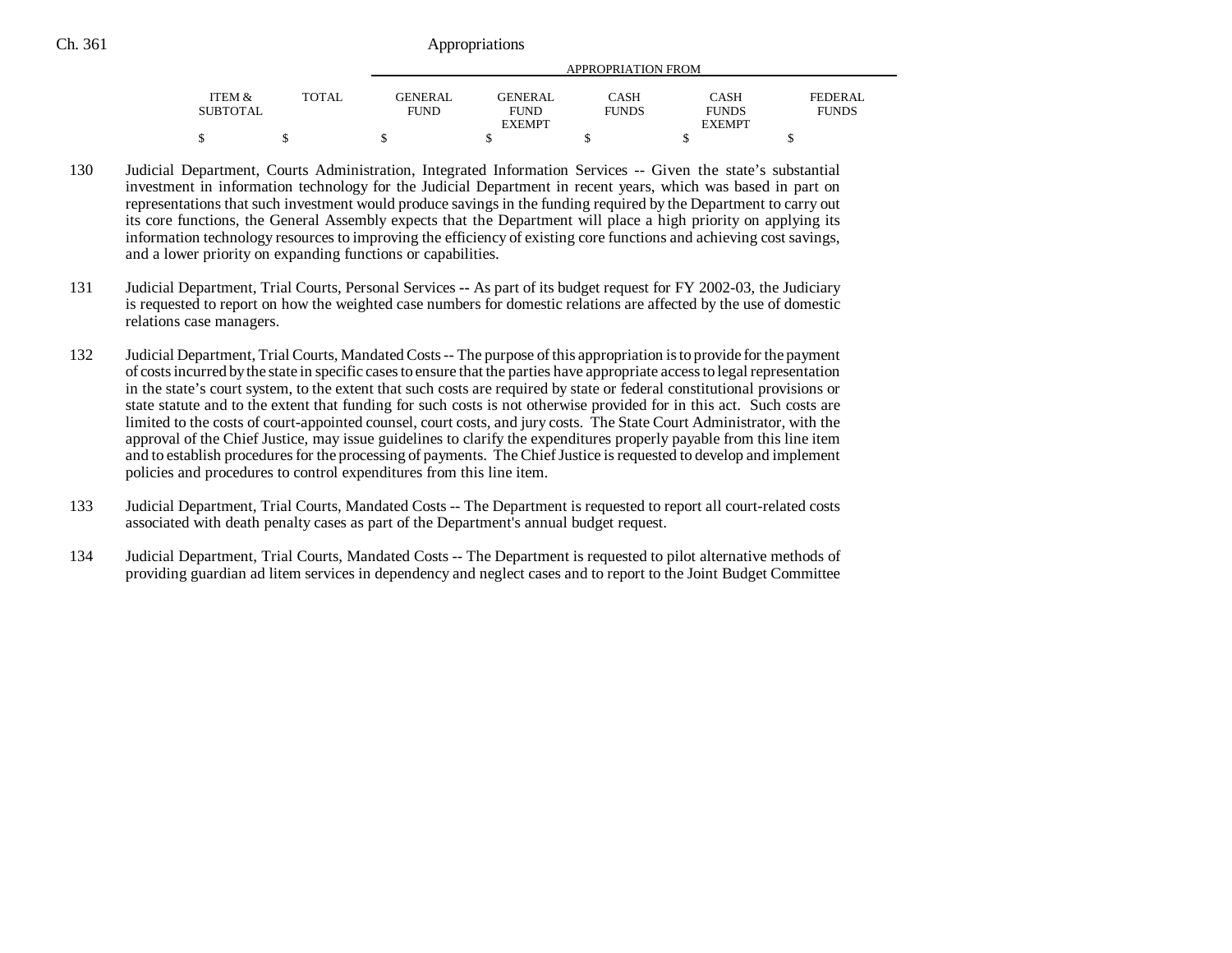| ITEM & SUBTOTAL | TOTAL | APPROPRIATION FROM GENERAL FUND | GENERAL FUND EXEMPT | CASH FUNDS | CASH FUNDS EXEMPT | FEDERAL FUNDS |
|---|---|---|---|---|---|---|
| $ | $ | $ | $ | $ | $ | $ |

130 Judicial Department, Courts Administration, Integrated Information Services -- Given the state's substantial investment in information technology for the Judicial Department in recent years, which was based in part on representations that such investment would produce savings in the funding required by the Department to carry out its core functions, the General Assembly expects that the Department will place a high priority on applying its information technology resources to improving the efficiency of existing core functions and achieving cost savings, and a lower priority on expanding functions or capabilities.

131 Judicial Department, Trial Courts, Personal Services -- As part of its budget request for FY 2002-03, the Judiciary is requested to report on how the weighted case numbers for domestic relations are affected by the use of domestic relations case managers.

132 Judicial Department, Trial Courts, Mandated Costs -- The purpose of this appropriation is to provide for the payment of costs incurred by the state in specific cases to ensure that the parties have appropriate access to legal representation in the state's court system, to the extent that such costs are required by state or federal constitutional provisions or state statute and to the extent that funding for such costs is not otherwise provided for in this act. Such costs are limited to the costs of court-appointed counsel, court costs, and jury costs. The State Court Administrator, with the approval of the Chief Justice, may issue guidelines to clarify the expenditures properly payable from this line item and to establish procedures for the processing of payments. The Chief Justice is requested to develop and implement policies and procedures to control expenditures from this line item.

133 Judicial Department, Trial Courts, Mandated Costs -- The Department is requested to report all court-related costs associated with death penalty cases as part of the Department's annual budget request.

134 Judicial Department, Trial Courts, Mandated Costs -- The Department is requested to pilot alternative methods of providing guardian ad litem services in dependency and neglect cases and to report to the Joint Budget Committee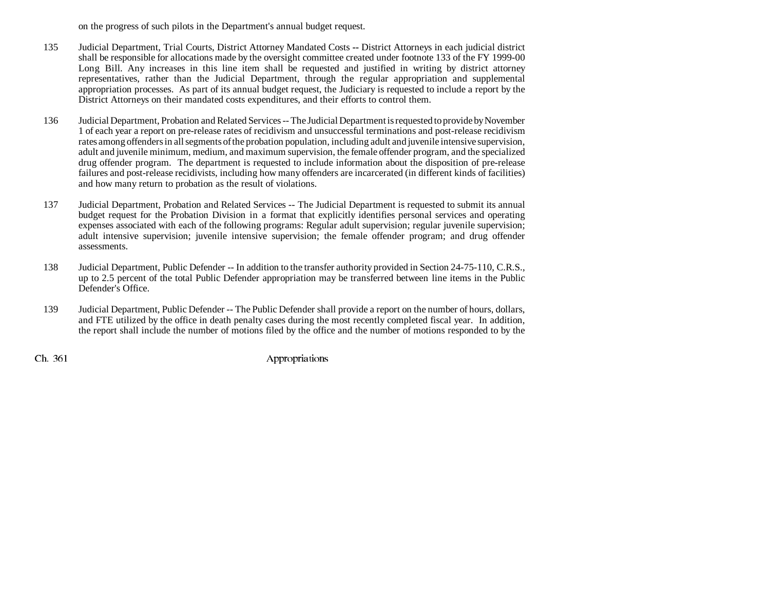on the progress of such pilots in the Department's annual budget request.

135 Judicial Department, Trial Courts, District Attorney Mandated Costs -- District Attorneys in each judicial district shall be responsible for allocations made by the oversight committee created under footnote 133 of the FY 1999-00 Long Bill. Any increases in this line item shall be requested and justified in writing by district attorney representatives, rather than the Judicial Department, through the regular appropriation and supplemental appropriation processes. As part of its annual budget request, the Judiciary is requested to include a report by the District Attorneys on their mandated costs expenditures, and their efforts to control them.

136 Judicial Department, Probation and Related Services -- The Judicial Department is requested to provide by November 1 of each year a report on pre-release rates of recidivism and unsuccessful terminations and post-release recidivism rates among offenders in all segments of the probation population, including adult and juvenile intensive supervision, adult and juvenile minimum, medium, and maximum supervision, the female offender program, and the specialized drug offender program. The department is requested to include information about the disposition of pre-release failures and post-release recidivists, including how many offenders are incarcerated (in different kinds of facilities) and how many return to probation as the result of violations.

137 Judicial Department, Probation and Related Services -- The Judicial Department is requested to submit its annual budget request for the Probation Division in a format that explicitly identifies personal services and operating expenses associated with each of the following programs: Regular adult supervision; regular juvenile supervision; adult intensive supervision; juvenile intensive supervision; the female offender program; and drug offender assessments.

138 Judicial Department, Public Defender -- In addition to the transfer authority provided in Section 24-75-110, C.R.S., up to 2.5 percent of the total Public Defender appropriation may be transferred between line items in the Public Defender's Office.

139 Judicial Department, Public Defender -- The Public Defender shall provide a report on the number of hours, dollars, and FTE utilized by the office in death penalty cases during the most recently completed fiscal year. In addition, the report shall include the number of motions filed by the office and the number of motions responded to by the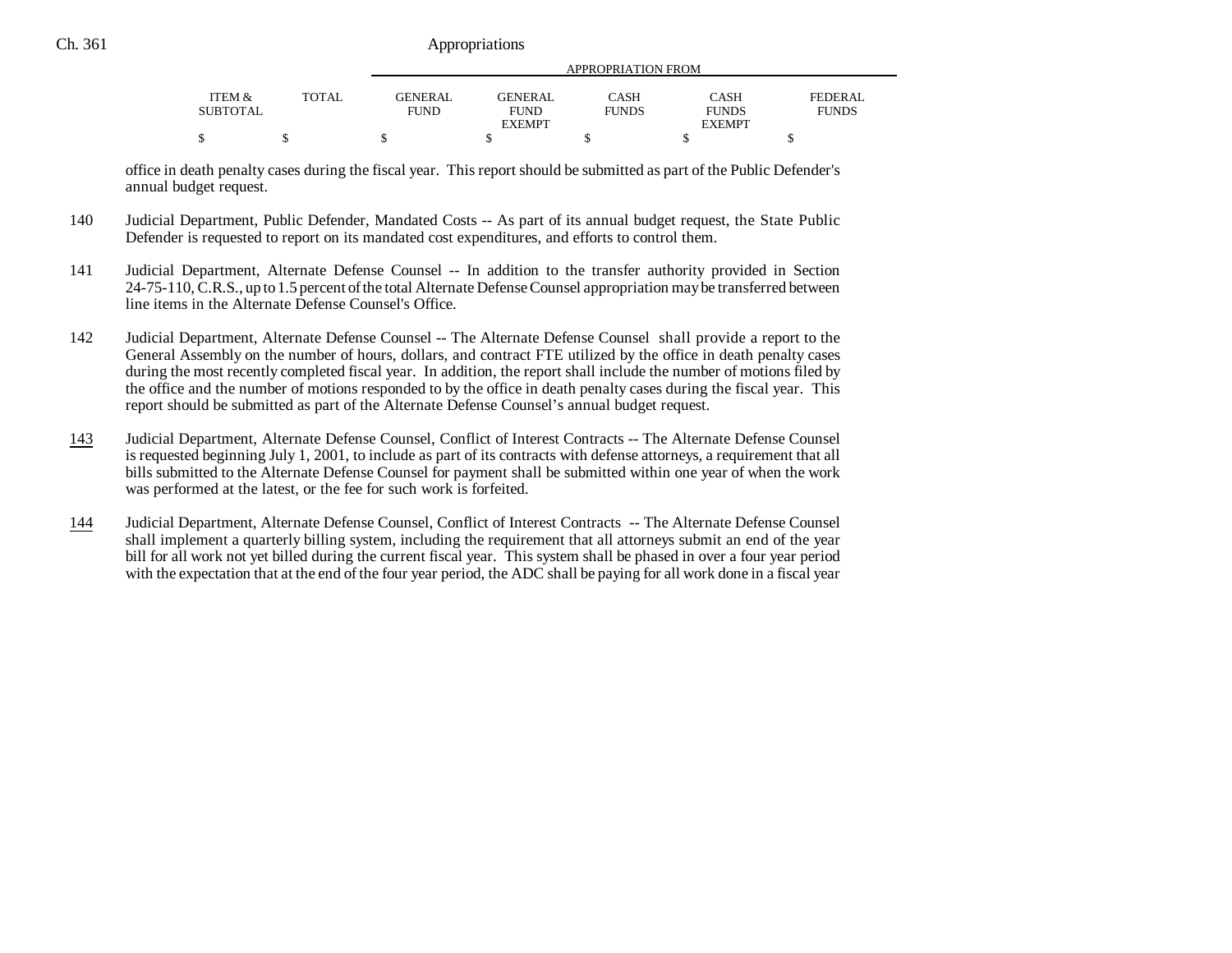| ITEM & SUBTOTAL | TOTAL | GENERAL FUND | GENERAL FUND EXEMPT | CASH FUNDS | CASH FUNDS EXEMPT | FEDERAL FUNDS |
|---|---|---|---|---|---|---|
| $ | $ | $ | $ | $ | $ | $ |

office in death penalty cases during the fiscal year. This report should be submitted as part of the Public Defender's annual budget request.

140 Judicial Department, Public Defender, Mandated Costs -- As part of its annual budget request, the State Public Defender is requested to report on its mandated cost expenditures, and efforts to control them.

141 Judicial Department, Alternate Defense Counsel -- In addition to the transfer authority provided in Section 24-75-110, C.R.S., up to 1.5 percent of the total Alternate Defense Counsel appropriation may be transferred between line items in the Alternate Defense Counsel's Office.

142 Judicial Department, Alternate Defense Counsel -- The Alternate Defense Counsel shall provide a report to the General Assembly on the number of hours, dollars, and contract FTE utilized by the office in death penalty cases during the most recently completed fiscal year. In addition, the report shall include the number of motions filed by the office and the number of motions responded to by the office in death penalty cases during the fiscal year. This report should be submitted as part of the Alternate Defense Counsel's annual budget request.

143 Judicial Department, Alternate Defense Counsel, Conflict of Interest Contracts -- The Alternate Defense Counsel is requested beginning July 1, 2001, to include as part of its contracts with defense attorneys, a requirement that all bills submitted to the Alternate Defense Counsel for payment shall be submitted within one year of when the work was performed at the latest, or the fee for such work is forfeited.

144 Judicial Department, Alternate Defense Counsel, Conflict of Interest Contracts -- The Alternate Defense Counsel shall implement a quarterly billing system, including the requirement that all attorneys submit an end of the year bill for all work not yet billed during the current fiscal year. This system shall be phased in over a four year period with the expectation that at the end of the four year period, the ADC shall be paying for all work done in a fiscal year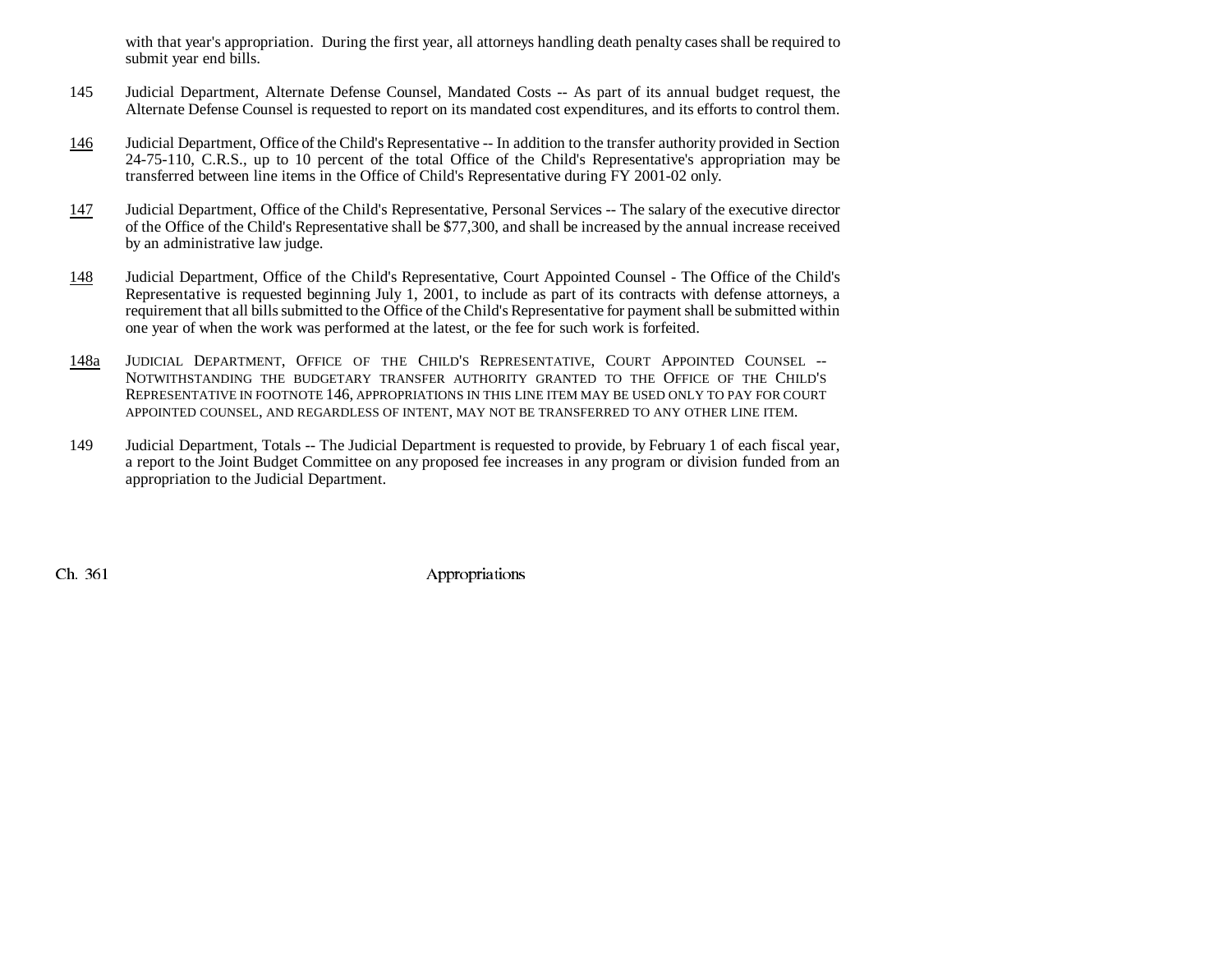with that year's appropriation. During the first year, all attorneys handling death penalty cases shall be required to submit year end bills.

145 Judicial Department, Alternate Defense Counsel, Mandated Costs -- As part of its annual budget request, the Alternate Defense Counsel is requested to report on its mandated cost expenditures, and its efforts to control them.

146 Judicial Department, Office of the Child's Representative -- In addition to the transfer authority provided in Section 24-75-110, C.R.S., up to 10 percent of the total Office of the Child's Representative's appropriation may be transferred between line items in the Office of Child's Representative during FY 2001-02 only.

147 Judicial Department, Office of the Child's Representative, Personal Services -- The salary of the executive director of the Office of the Child's Representative shall be $77,300, and shall be increased by the annual increase received by an administrative law judge.

148 Judicial Department, Office of the Child's Representative, Court Appointed Counsel - The Office of the Child's Representative is requested beginning July 1, 2001, to include as part of its contracts with defense attorneys, a requirement that all bills submitted to the Office of the Child's Representative for payment shall be submitted within one year of when the work was performed at the latest, or the fee for such work is forfeited.

148a JUDICIAL DEPARTMENT, OFFICE OF THE CHILD'S REPRESENTATIVE, COURT APPOINTED COUNSEL -- NOTWITHSTANDING THE BUDGETARY TRANSFER AUTHORITY GRANTED TO THE OFFICE OF THE CHILD'S REPRESENTATIVE IN FOOTNOTE 146, APPROPRIATIONS IN THIS LINE ITEM MAY BE USED ONLY TO PAY FOR COURT APPOINTED COUNSEL, AND REGARDLESS OF INTENT, MAY NOT BE TRANSFERRED TO ANY OTHER LINE ITEM.

149 Judicial Department, Totals -- The Judicial Department is requested to provide, by February 1 of each fiscal year, a report to the Joint Budget Committee on any proposed fee increases in any program or division funded from an appropriation to the Judicial Department.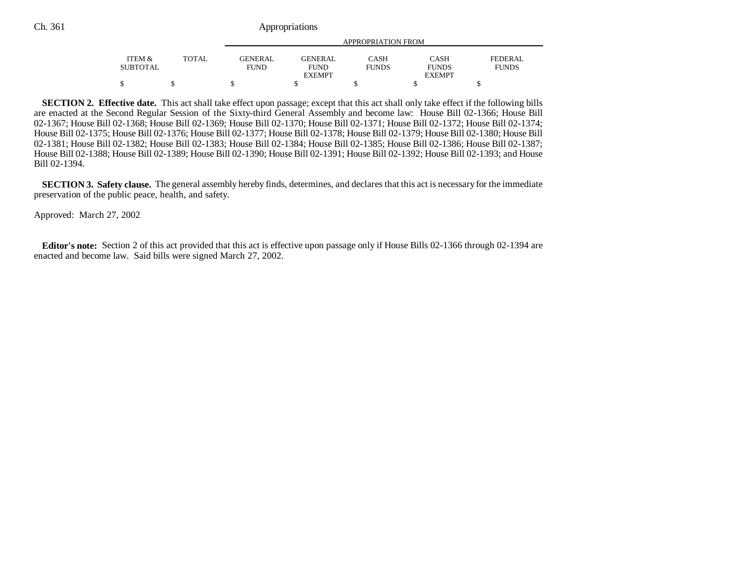| ITEM & SUBTOTAL | TOTAL | GENERAL FUND | GENERAL FUND EXEMPT | CASH FUNDS | CASH FUNDS EXEMPT | FEDERAL FUNDS |
|---|---|---|---|---|---|---|
| $ | $ | $ | $ | $ | $ | $ |

**SECTION 2. Effective date.** This act shall take effect upon passage; except that this act shall only take effect if the following bills are enacted at the Second Regular Session of the Sixty-third General Assembly and become law: House Bill 02-1366; House Bill 02-1367; House Bill 02-1368; House Bill 02-1369; House Bill 02-1370; House Bill 02-1371; House Bill 02-1372; House Bill 02-1374; House Bill 02-1375; House Bill 02-1376; House Bill 02-1377; House Bill 02-1378; House Bill 02-1379; House Bill 02-1380; House Bill 02-1381; House Bill 02-1382; House Bill 02-1383; House Bill 02-1384; House Bill 02-1385; House Bill 02-1386; House Bill 02-1387; House Bill 02-1388; House Bill 02-1389; House Bill 02-1390; House Bill 02-1391; House Bill 02-1392; House Bill 02-1393; and House Bill 02-1394.

**SECTION 3. Safety clause.** The general assembly hereby finds, determines, and declares that this act is necessary for the immediate preservation of the public peace, health, and safety.

Approved: March 27, 2002

**Editor's note:** Section 2 of this act provided that this act is effective upon passage only if House Bills 02-1366 through 02-1394 are enacted and become law. Said bills were signed March 27, 2002.